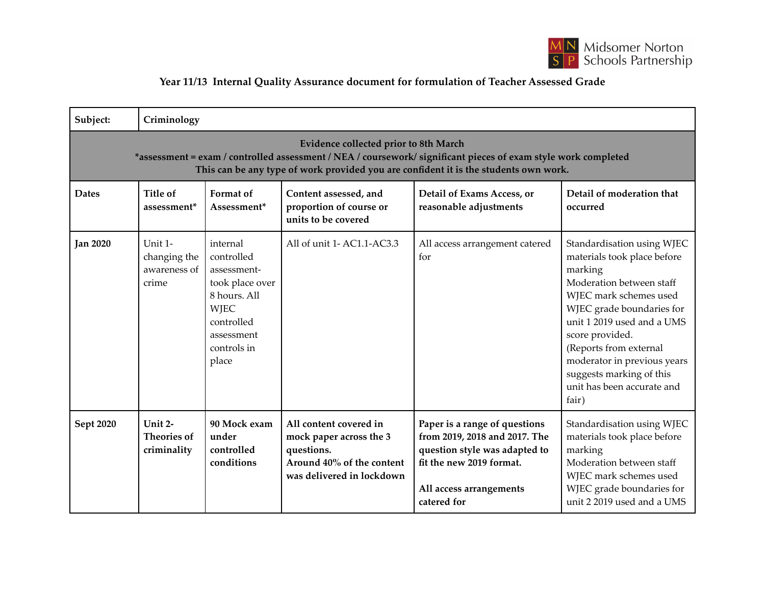Midsomer Norton Schools Partnership

**Year 11/13 Internal Quality Assurance document for formulation of Teacher Assessed Grade**

| **Subject:** | **Criminology** | | | | |
|---|---|---|---|---|---|
| **Evidence collected prior to 8th March**<br>***assessment = exam / controlled assessment / NEA / coursework/ significant pieces of exam style work completed**<br>**This can be any type of work provided you are confident it is the students own work.** | | | | | |
| **Dates** | **Title of assessment*** | **Format of Assessment*** | **Content assessed, and proportion of course or units to be covered** | **Detail of Exams Access, or reasonable adjustments** | **Detail of moderation that occurred** |
| **Jan 2020** | Unit 1- changing the awareness of crime | internal controlled assessment- took place over 8 hours. All WJEC controlled assessment controls in place | All of unit 1- AC1.1-AC3.3 | All access arrangement catered for | Standardisation using WJEC materials took place before marking<br>Moderation between staff<br>WJEC mark schemes used<br>WJEC grade boundaries for unit 1 2019 used and a UMS score provided.<br>(Reports from external moderator in previous years suggests marking of this unit has been accurate and fair) |
| **Sept 2020** | **Unit 2- Theories of criminality** | **90 Mock exam under controlled conditions** | **All content covered in mock paper across the 3 questions.**<br>**Around 40% of the content was delivered in lockdown** | **Paper is a range of questions from 2019, 2018 and 2017. The question style was adapted to fit the new 2019 format.**<br><br>**All access arrangements catered for** | Standardisation using WJEC materials took place before marking<br>Moderation between staff<br>WJEC mark schemes used<br>WJEC grade boundaries for unit 2 2019 used and a UMS |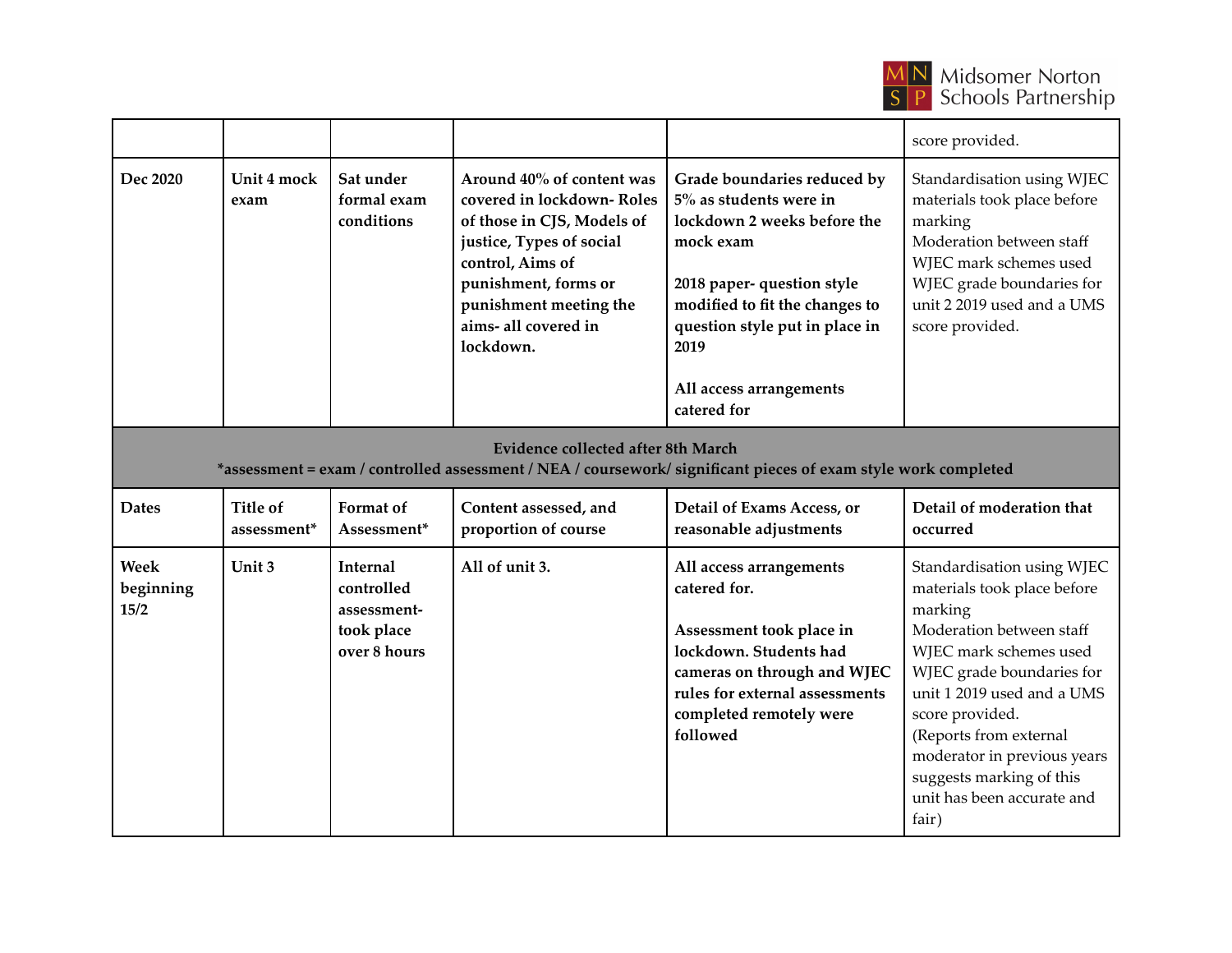| | | | | | score provided. |
|---|---|---|---|---|---|
| **Dec 2020** | **Unit 4 mock exam** | **Sat under formal exam conditions** | **Around 40% of content was covered in lockdown- Roles of those in CJS, Models of justice, Types of social control, Aims of punishment, forms or punishment meeting the aims- all covered in lockdown.** | **Grade boundaries reduced by 5% as students were in lockdown 2 weeks before the mock exam**<br><br>**2018 paper- question style modified to fit the changes to question style put in place in 2019**<br><br>**All access arrangements catered for** | Standardisation using WJEC materials took place before marking<br>Moderation between staff<br>WJEC mark schemes used<br>WJEC grade boundaries for unit 2 2019 used and a UMS score provided. |
| **Evidence collected after 8th March**<br>**\*assessment = exam / controlled assessment / NEA / coursework/ significant pieces of exam style work completed** | | | | | |
| **Dates** | **Title of assessment\*** | **Format of Assessment\*** | **Content assessed, and proportion of course** | **Detail of Exams Access, or reasonable adjustments** | **Detail of moderation that occurred** |
| **Week beginning 15/2** | **Unit 3** | **Internal controlled assessment- took place over 8 hours** | **All of unit 3.** | **All access arrangements catered for.**<br><br>**Assessment took place in lockdown. Students had cameras on through and WJEC rules for external assessments completed remotely were followed** | Standardisation using WJEC materials took place before marking<br>Moderation between staff<br>WJEC mark schemes used<br>WJEC grade boundaries for unit 1 2019 used and a UMS score provided.<br>(Reports from external moderator in previous years suggests marking of this unit has been accurate and fair) |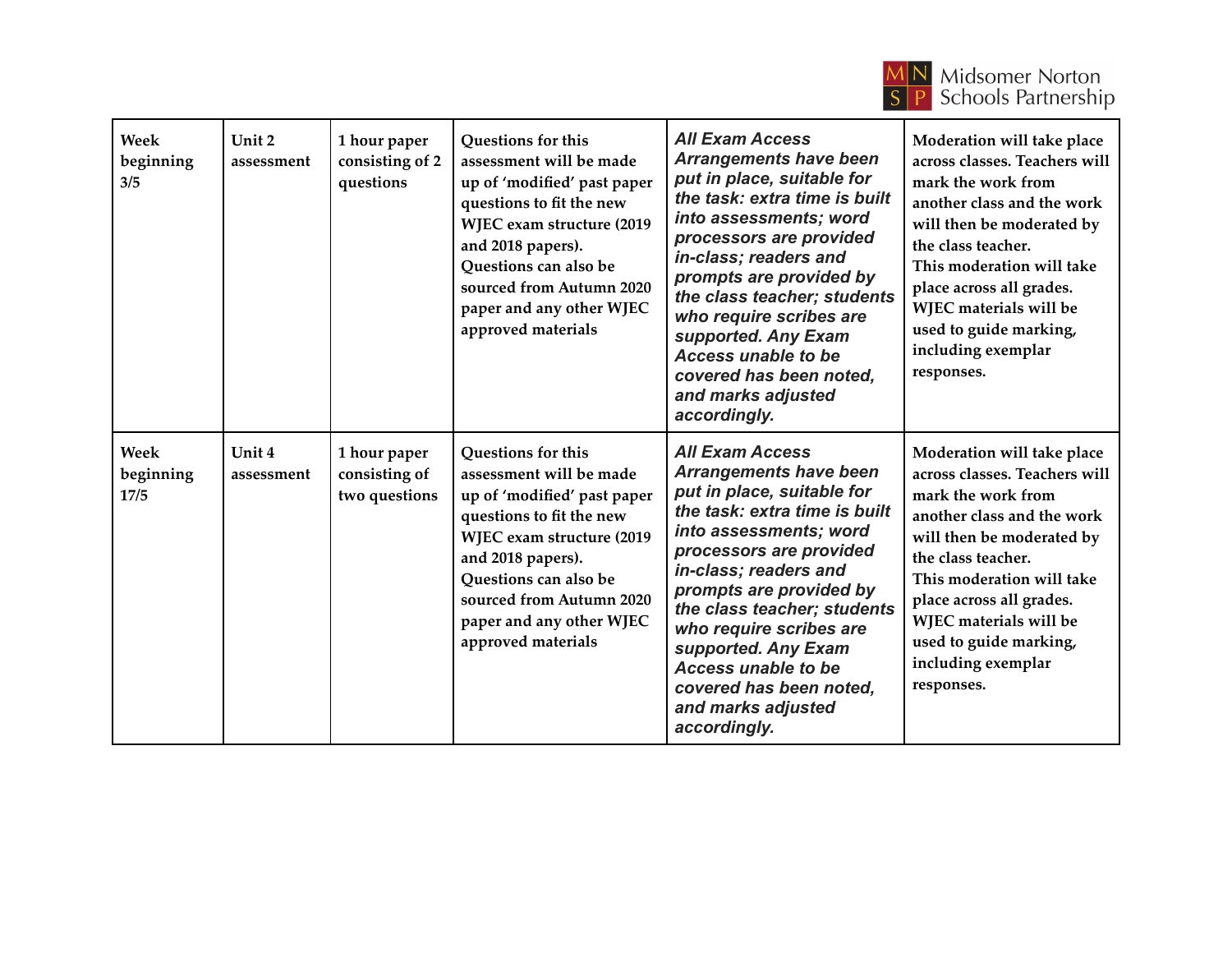| | | | | | |
|---|---|---|---|---|---|
| **Week beginning 3/5** | Unit 2 assessment | 1 hour paper consisting of 2 questions | Questions for this assessment will be made up of 'modified' past paper questions to fit the new WJEC exam structure (2019 and 2018 papers). Questions can also be sourced from Autumn 2020 paper and any other WJEC approved materials | *All Exam Access Arrangements have been put in place, suitable for the task: extra time is built into assessments; word processors are provided in-class; readers and prompts are provided by the class teacher; students who require scribes are supported. Any Exam Access unable to be covered has been noted, and marks adjusted accordingly.* | Moderation will take place across classes. Teachers will mark the work from another class and the work will then be moderated by the class teacher. This moderation will take place across all grades. WJEC materials will be used to guide marking, including exemplar responses. |
| **Week beginning 17/5** | Unit 4 assessment | 1 hour paper consisting of two questions | Questions for this assessment will be made up of 'modified' past paper questions to fit the new WJEC exam structure (2019 and 2018 papers). Questions can also be sourced from Autumn 2020 paper and any other WJEC approved materials | *All Exam Access Arrangements have been put in place, suitable for the task: extra time is built into assessments; word processors are provided in-class; readers and prompts are provided by the class teacher; students who require scribes are supported. Any Exam Access unable to be covered has been noted, and marks adjusted accordingly.* | Moderation will take place across classes. Teachers will mark the work from another class and the work will then be moderated by the class teacher. This moderation will take place across all grades. WJEC materials will be used to guide marking, including exemplar responses. |